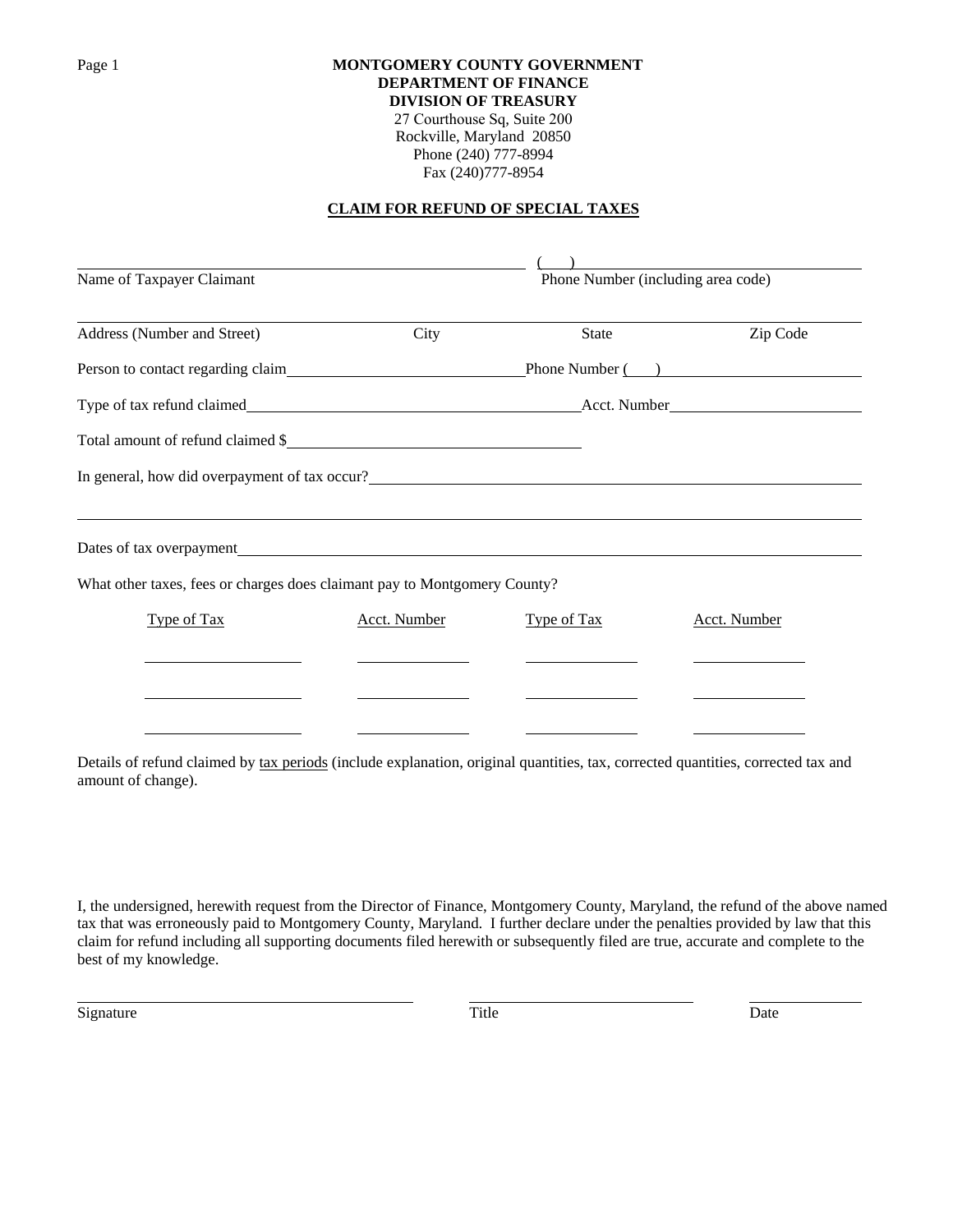**MONTGOMERY COUNTY GOVERNMENT**
**DEPARTMENT OF FINANCE**
**DIVISION OF TREASURY**
27 Courthouse Sq, Suite 200
Rockville, Maryland 20850
Phone (240) 777-8994
Fax (240)777-8954

## CLAIM FOR REFUND OF SPECIAL TAXES

______________________________ ( ) ______________________________

Name of Taxpayer Claimant — Phone Number (including area code)

______________________________

Address (Number and Street) — City — State — Zip Code

Person to contact regarding claim______________________________ Phone Number ( ) ______________

Type of tax refund claimed______________________________ Acct. Number______________

Total amount of refund claimed $______________________________

In general, how did overpayment of tax occur?______________________________

______________________________

Dates of tax overpayment______________________________

What other taxes, fees or charges does claimant pay to Montgomery County?

| Type of Tax | Acct. Number | Type of Tax | Acct. Number |
|---|---|---|---|
| | | | |
| | | | |
| | | | |

Details of refund claimed by tax periods (include explanation, original quantities, tax, corrected quantities, corrected tax and amount of change).

I, the undersigned, herewith request from the Director of Finance, Montgomery County, Maryland, the refund of the above named tax that was erroneously paid to Montgomery County, Maryland. I further declare under the penalties provided by law that this claim for refund including all supporting documents filed herewith or subsequently filed are true, accurate and complete to the best of my knowledge.

______________________________ ______________________________ ______________

Signature — Title — Date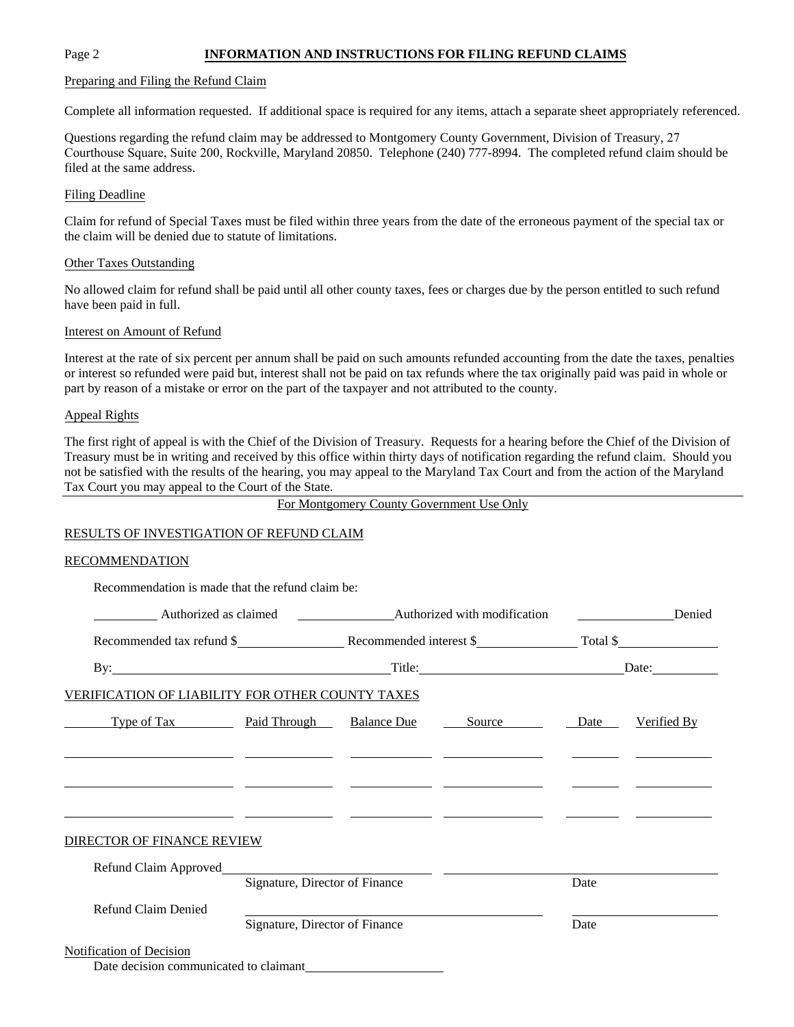## INFORMATION AND INSTRUCTIONS FOR FILING REFUND CLAIMS

### Preparing and Filing the Refund Claim

Complete all information requested. If additional space is required for any items, attach a separate sheet appropriately referenced.

Questions regarding the refund claim may be addressed to Montgomery County Government, Division of Treasury, 27 Courthouse Square, Suite 200, Rockville, Maryland 20850. Telephone (240) 777-8994. The completed refund claim should be filed at the same address.

### Filing Deadline

Claim for refund of Special Taxes must be filed within three years from the date of the erroneous payment of the special tax or the claim will be denied due to statute of limitations.

### Other Taxes Outstanding

No allowed claim for refund shall be paid until all other county taxes, fees or charges due by the person entitled to such refund have been paid in full.

### Interest on Amount of Refund

Interest at the rate of six percent per annum shall be paid on such amounts refunded accounting from the date the taxes, penalties or interest so refunded were paid but, interest shall not be paid on tax refunds where the tax originally paid was paid in whole or part by reason of a mistake or error on the part of the taxpayer and not attributed to the county.

### Appeal Rights

The first right of appeal is with the Chief of the Division of Treasury. Requests for a hearing before the Chief of the Division of Treasury must be in writing and received by this office within thirty days of notification regarding the refund claim. Should you not be satisfied with the results of the hearing, you may appeal to the Maryland Tax Court and from the action of the Maryland Tax Court you may appeal to the Court of the State.

---

For Montgomery County Government Use Only

### RESULTS OF INVESTIGATION OF REFUND CLAIM

### RECOMMENDATION

Recommendation is made that the refund claim be:

\_\_\_\_\_\_\_\_\_\_ Authorized as claimed \_\_\_\_\_\_\_\_\_\_\_\_\_\_\_ Authorized with modification \_\_\_\_\_\_\_\_\_\_\_\_\_\_\_ Denied

Recommended tax refund $\_\_\_\_\_\_\_\_\_\_\_\_\_\_\_\_ Recommended interest $\_\_\_\_\_\_\_\_\_\_\_\_\_\_\_ Total $\_\_\_\_\_\_\_\_\_\_\_\_\_\_\_\_

By:\_\_\_\_\_\_\_\_\_\_\_\_\_\_\_\_\_\_\_\_\_\_\_\_\_\_\_\_\_\_\_\_\_\_\_\_\_\_\_\_\_\_\_ Title:\_\_\_\_\_\_\_\_\_\_\_\_\_\_\_\_\_\_\_\_\_\_\_\_\_\_\_\_\_\_\_ Date:\_\_\_\_\_\_\_\_\_\_

### VERIFICATION OF LIABILITY FOR OTHER COUNTY TAXES

| Type of Tax | Paid Through | Balance Due | Source | Date | Verified By |
|---|---|---|---|---|---|
| | | | | | |
| | | | | | |
| | | | | | |

### DIRECTOR OF FINANCE REVIEW

Refund Claim Approved\_\_\_\_\_\_\_\_\_\_\_\_\_\_\_\_\_\_\_\_\_\_\_\_\_\_\_\_\_\_\_\_ \_\_\_\_\_\_\_\_\_\_\_\_\_\_\_\_\_\_\_\_\_\_\_\_\_\_\_\_
Signature, Director of Finance Date

Refund Claim Denied \_\_\_\_\_\_\_\_\_\_\_\_\_\_\_\_\_\_\_\_\_\_\_\_\_\_\_\_\_\_\_\_\_\_\_\_\_\_\_\_\_\_ \_\_\_\_\_\_\_\_\_\_\_\_\_\_\_\_\_\_\_\_\_\_\_\_\_\_
Signature, Director of Finance Date

### Notification of Decision

Date decision communicated to claimant\_\_\_\_\_\_\_\_\_\_\_\_\_\_\_\_\_\_\_\_\_\_\_\_\_\_